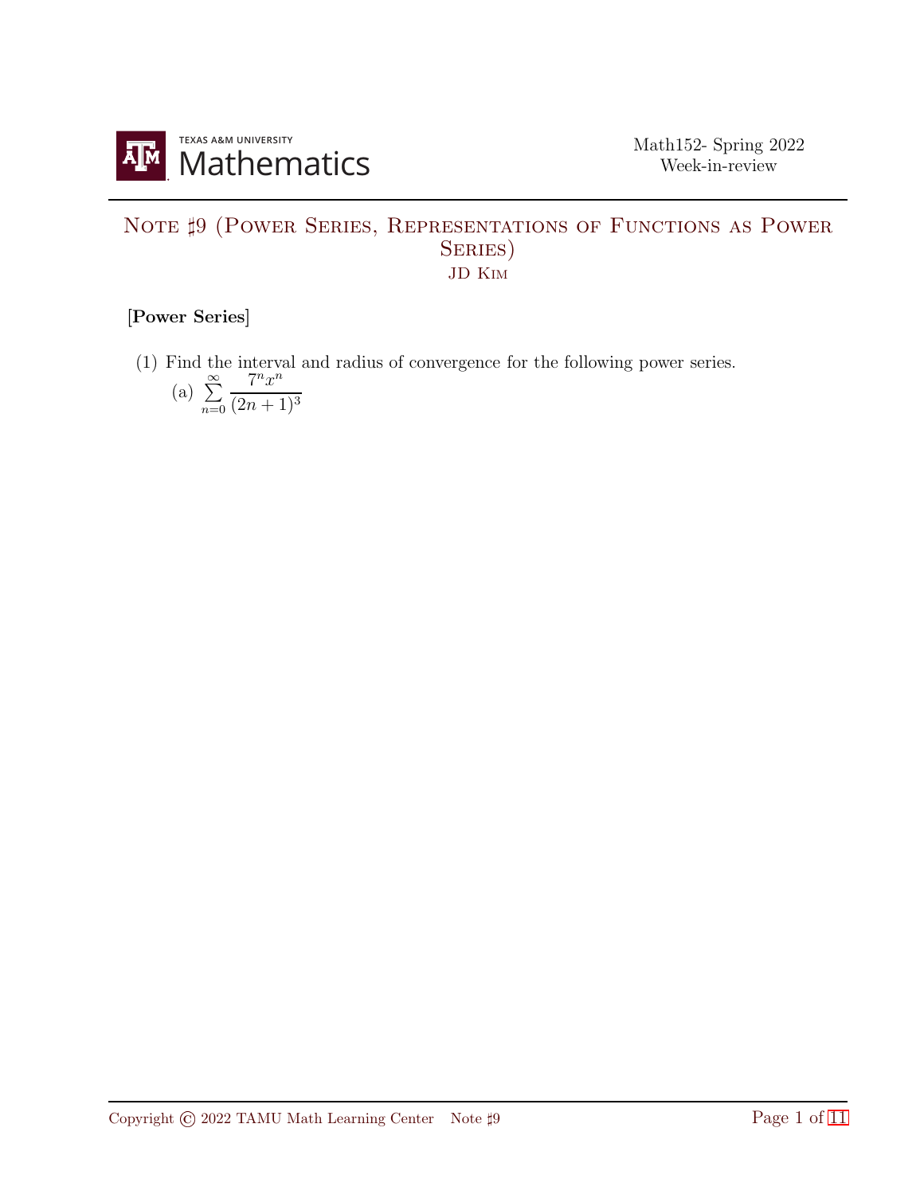# Note ♯9 (Power Series, Representations of Functions as Power Series)

JD Kim

**[Power Series]**

(1) Find the interval and radius of convergence for the following power series.

(a) $\sum_{n=0}^{\infty} \frac{7^n x^n}{(2n+1)^3}$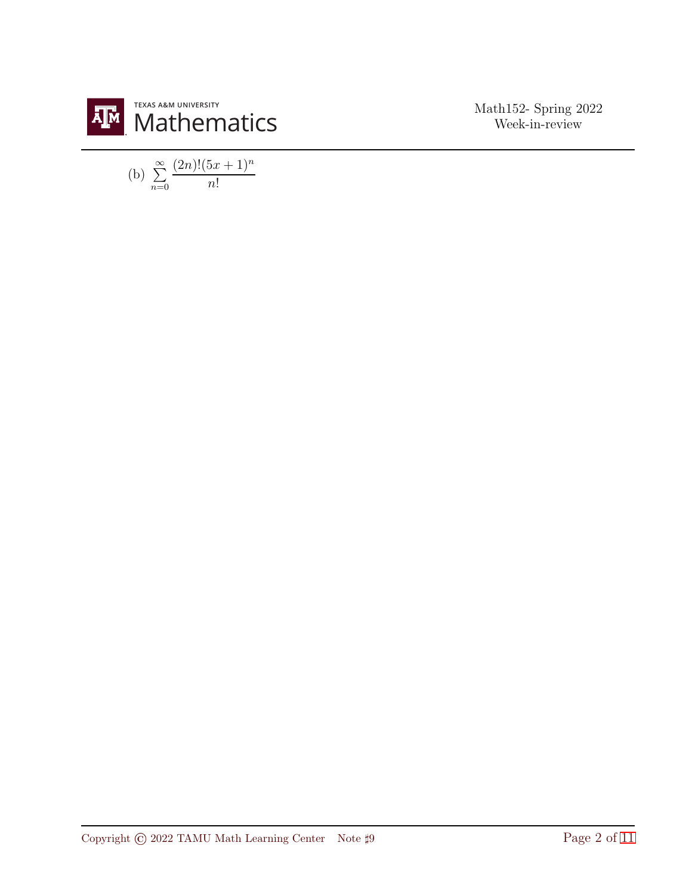(b) $\sum_{n=0}^{\infty} \frac{(2n)!(5x+1)^n}{n!}$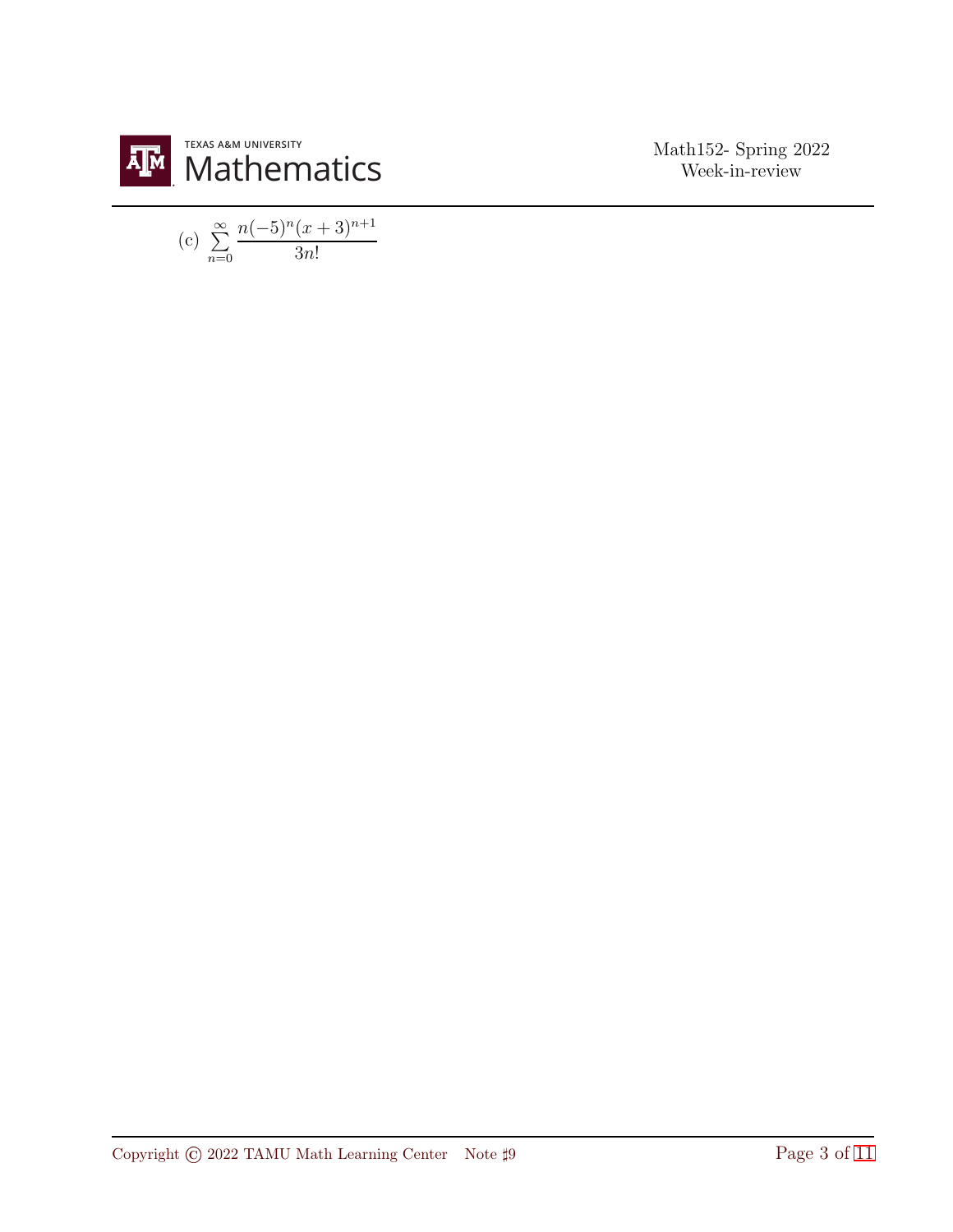(c) $\sum_{n=0}^{\infty} \dfrac{n(-5)^n(x+3)^{n+1}}{3n!}$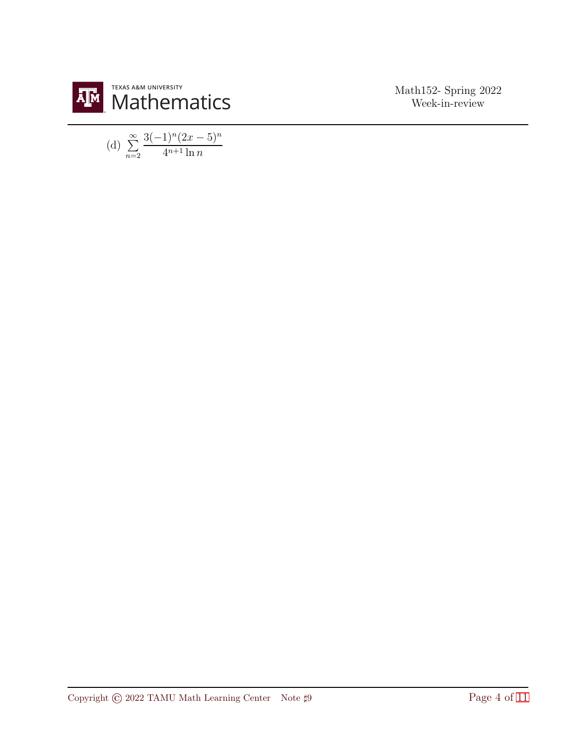(d) $\sum_{n=2}^{\infty} \frac{3(-1)^n(2x-5)^n}{4^{n+1}\ln n}$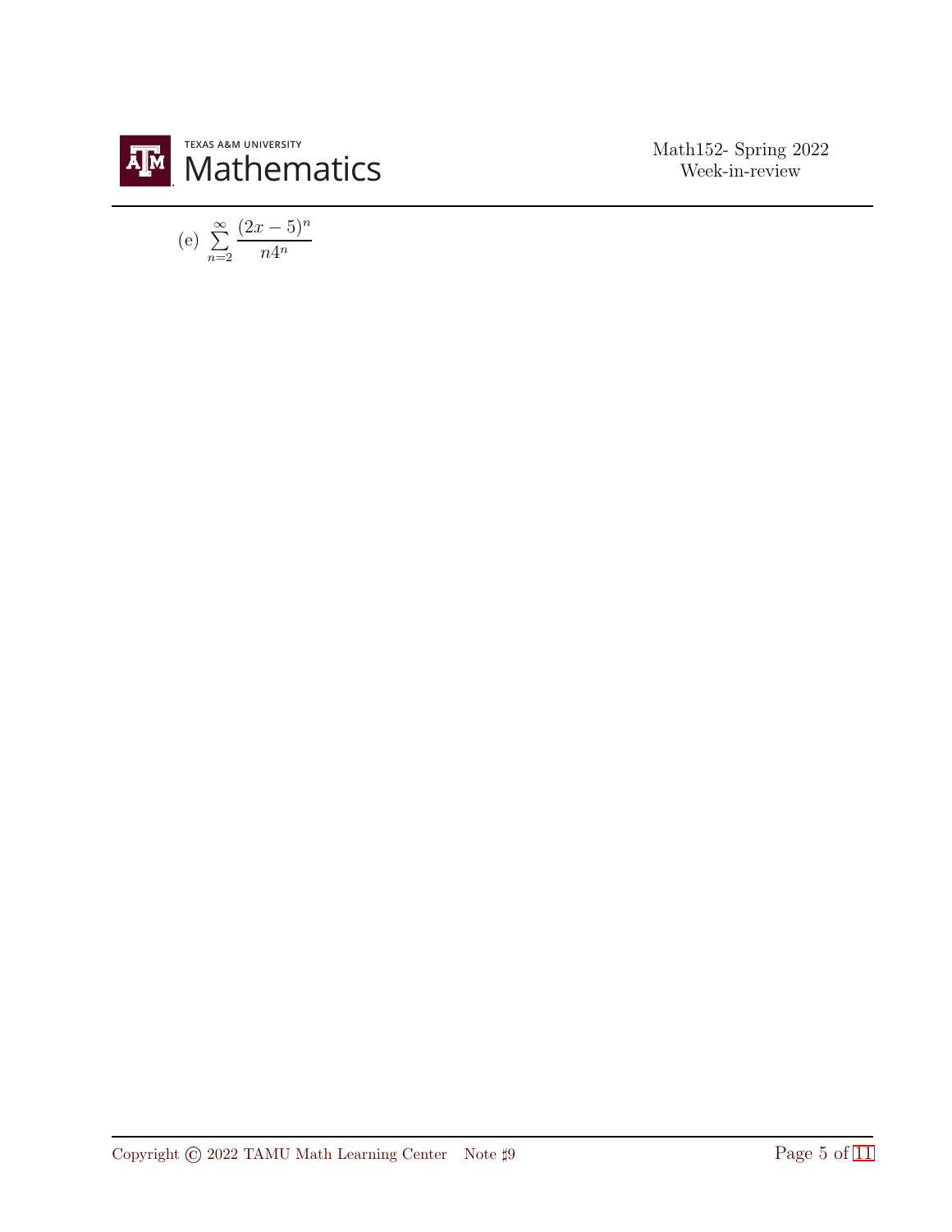(e) $\sum_{n=2}^{\infty} \frac{(2x-5)^n}{n4^n}$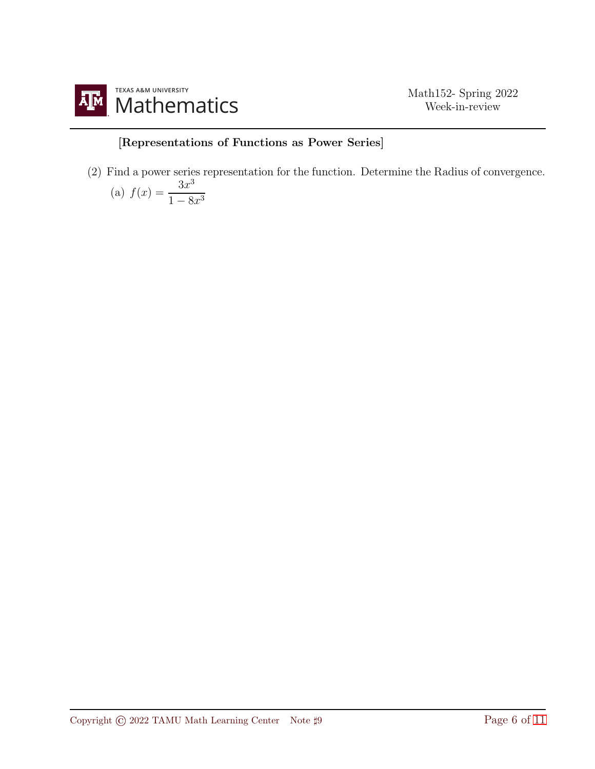**[Representations of Functions as Power Series]**

(2) Find a power series representation for the function. Determine the Radius of convergence.

(a) $f(x) = \dfrac{3x^3}{1 - 8x^3}$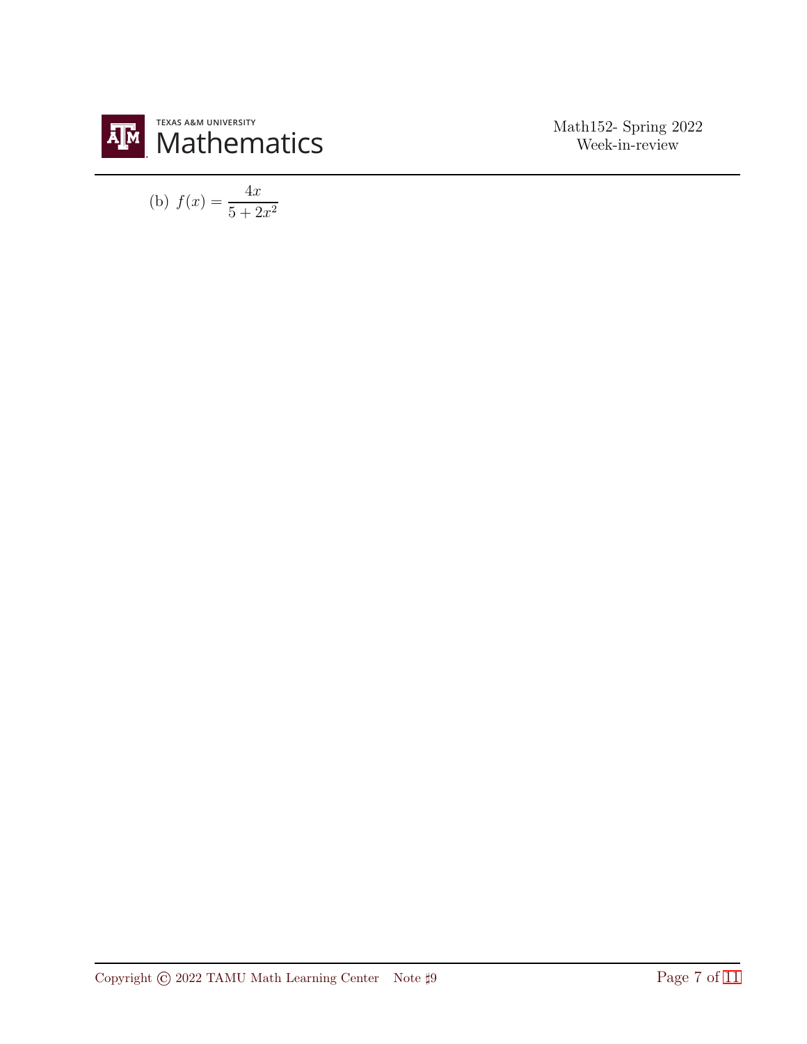(b) $f(x) = \dfrac{4x}{5 + 2x^2}$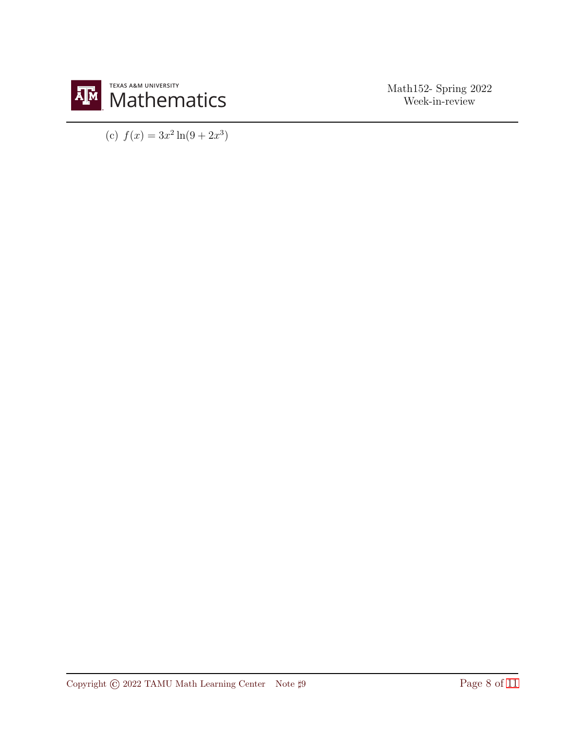(c) $f(x) = 3x^2 \ln(9 + 2x^3)$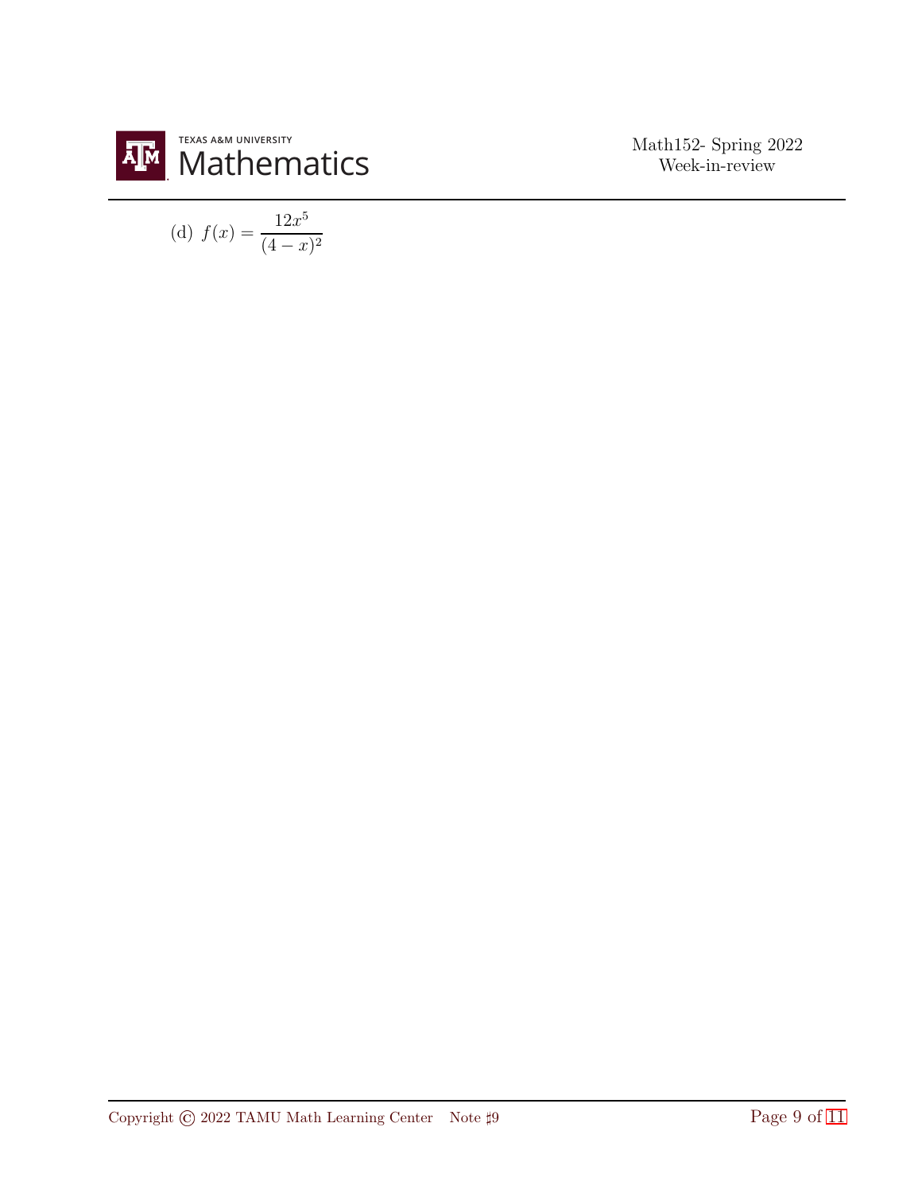(d) $f(x) = \dfrac{12x^5}{(4-x)^2}$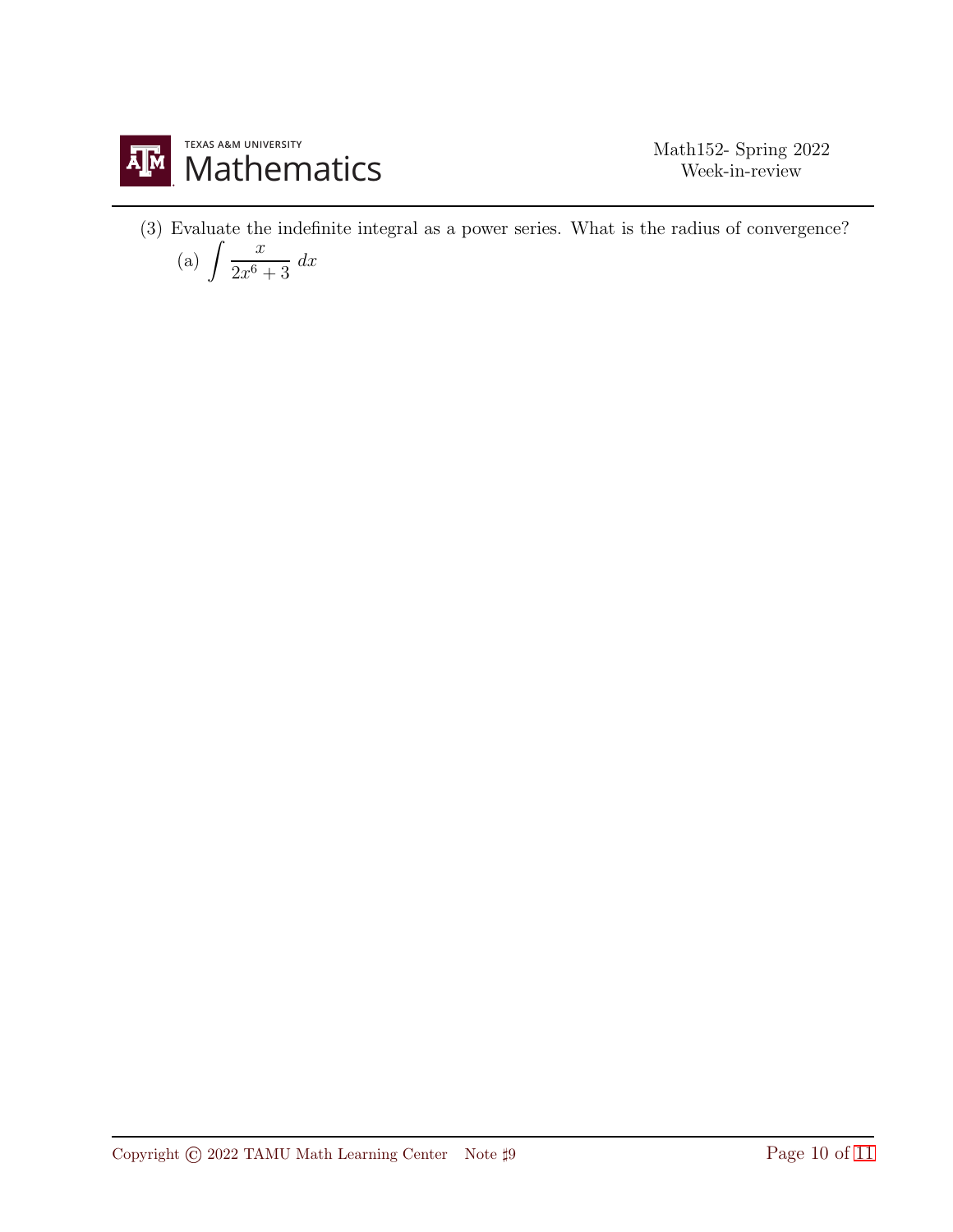(3) Evaluate the indefinite integral as a power series. What is the radius of convergence?

(a) $\displaystyle\int \frac{x}{2x^6 + 3}\, dx$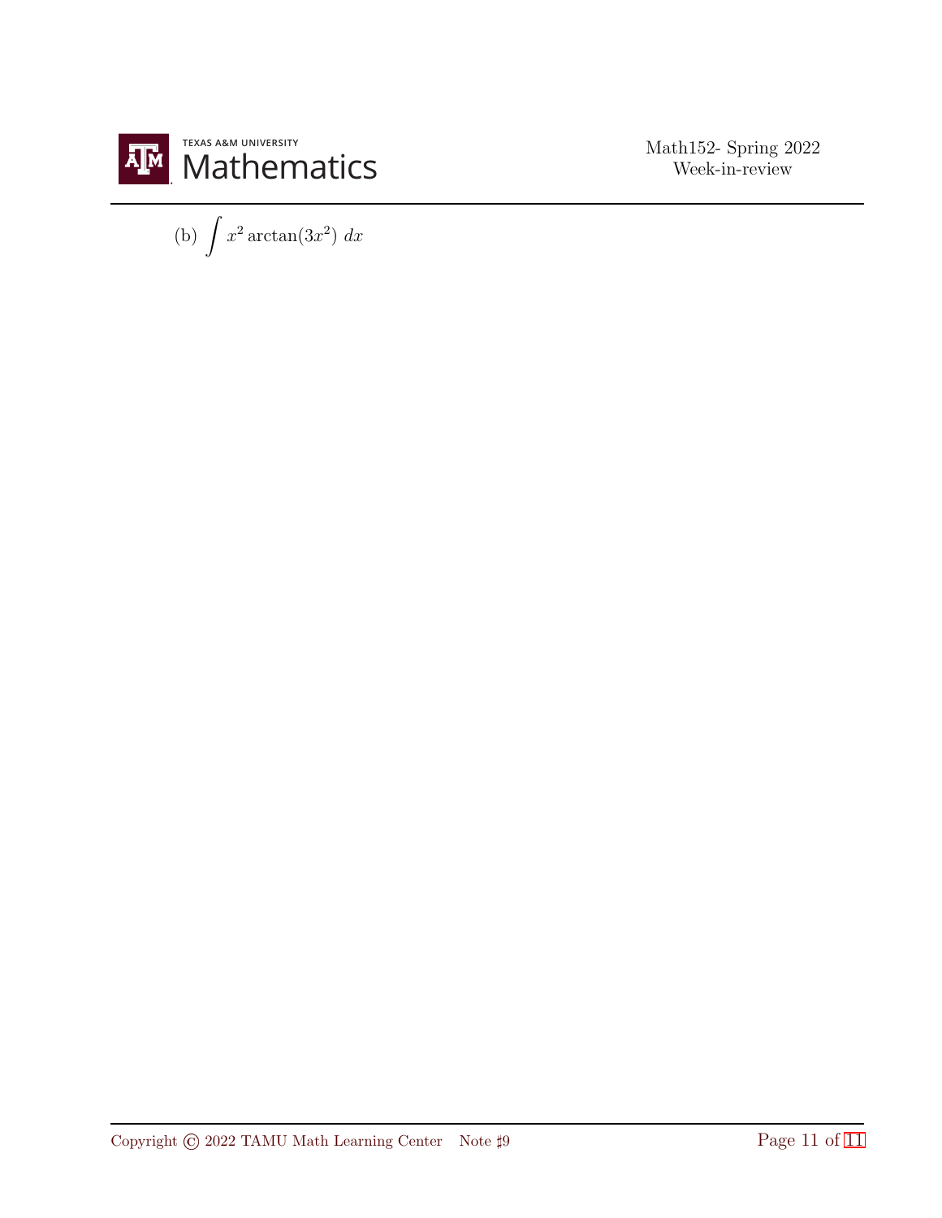(b) $\displaystyle\int x^2 \arctan(3x^2)\; dx$